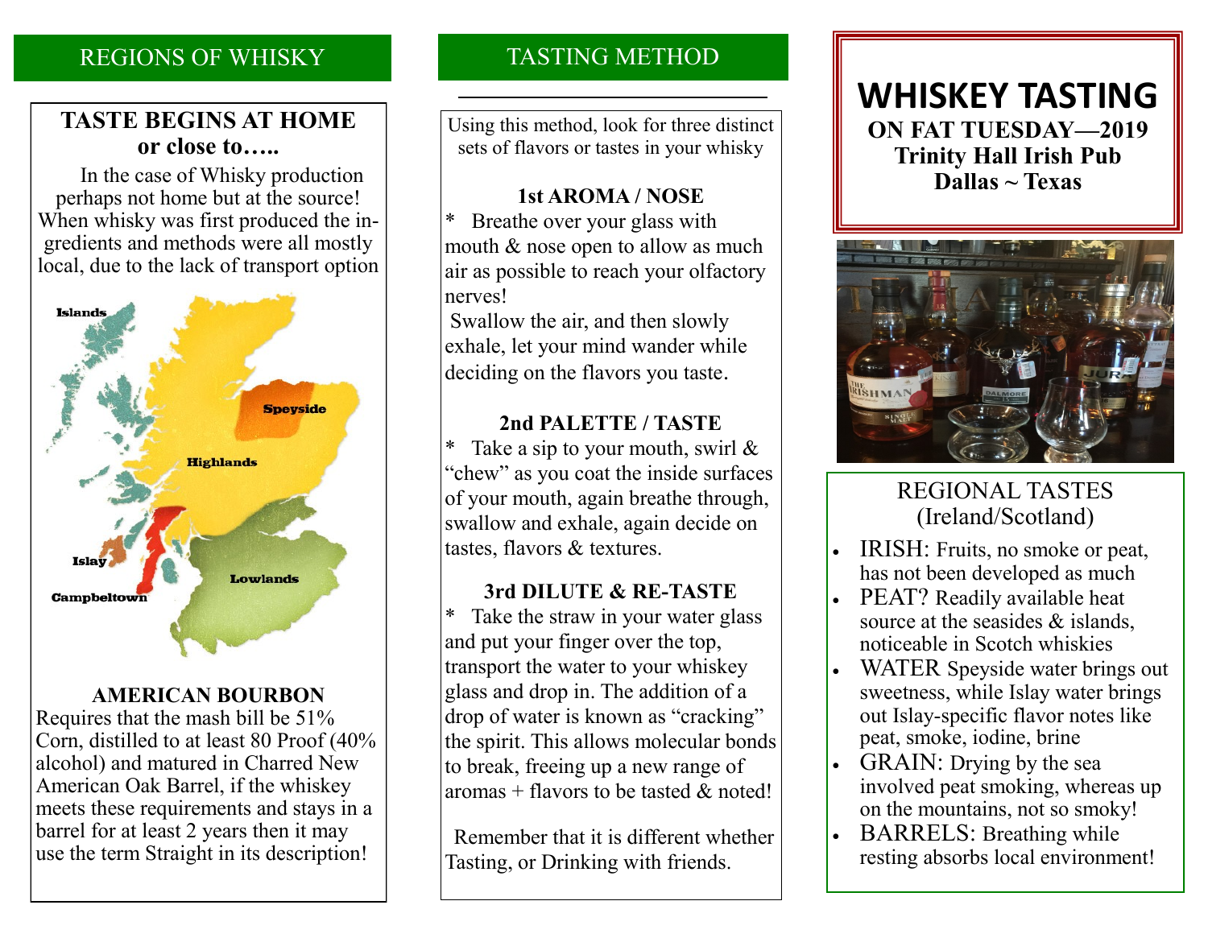## REGIONS OF WHISKY

### TASTE BEGINS AT HOME or close to…..

In the case of Whisky production perhaps not home but at the source! When whisky was first produced the ingredients and methods were all mostly local, due to the lack of transport option

Islands

Speyside

Highlands

Islay

Lowlands

Campbeltown

### AMERICAN BOURBON

Requires that the mash bill be 51% Corn, distilled to at least 80 Proof (40% alcohol) and matured in Charred New American Oak Barrel, if the whiskey meets these requirements and stays in a barrel for at least 2 years then it may use the term Straight in its description!

## TASTING METHOD

Using this method, look for three distinct sets of flavors or tastes in your whisky

### 1st AROMA / NOSE

* Breathe over your glass with mouth & nose open to allow as much air as possible to reach your olfactory nerves!

Swallow the air, and then slowly exhale, let your mind wander while deciding on the flavors you taste.

### 2nd PALETTE / TASTE

* Take a sip to your mouth, swirl & "chew" as you coat the inside surfaces of your mouth, again breathe through, swallow and exhale, again decide on tastes, flavors & textures.

### 3rd DILUTE & RE-TASTE

* Take the straw in your water glass and put your finger over the top, transport the water to your whiskey glass and drop in. The addition of a drop of water is known as "cracking" the spirit. This allows molecular bonds to break, freeing up a new range of aromas + flavors to be tasted & noted!

Remember that it is different whether Tasting, or Drinking with friends.

# WHISKEY TASTING

**ON FAT TUESDAY—2019**
**Trinity Hall Irish Pub**
**Dallas ~ Texas**

## REGIONAL TASTES (Ireland/Scotland)

- IRISH: Fruits, no smoke or peat, has not been developed as much
- PEAT? Readily available heat source at the seasides & islands, noticeable in Scotch whiskies
- WATER Speyside water brings out sweetness, while Islay water brings out Islay-specific flavor notes like peat, smoke, iodine, brine
- GRAIN: Drying by the sea involved peat smoking, whereas up on the mountains, not so smoky!
- BARRELS: Breathing while resting absorbs local environment!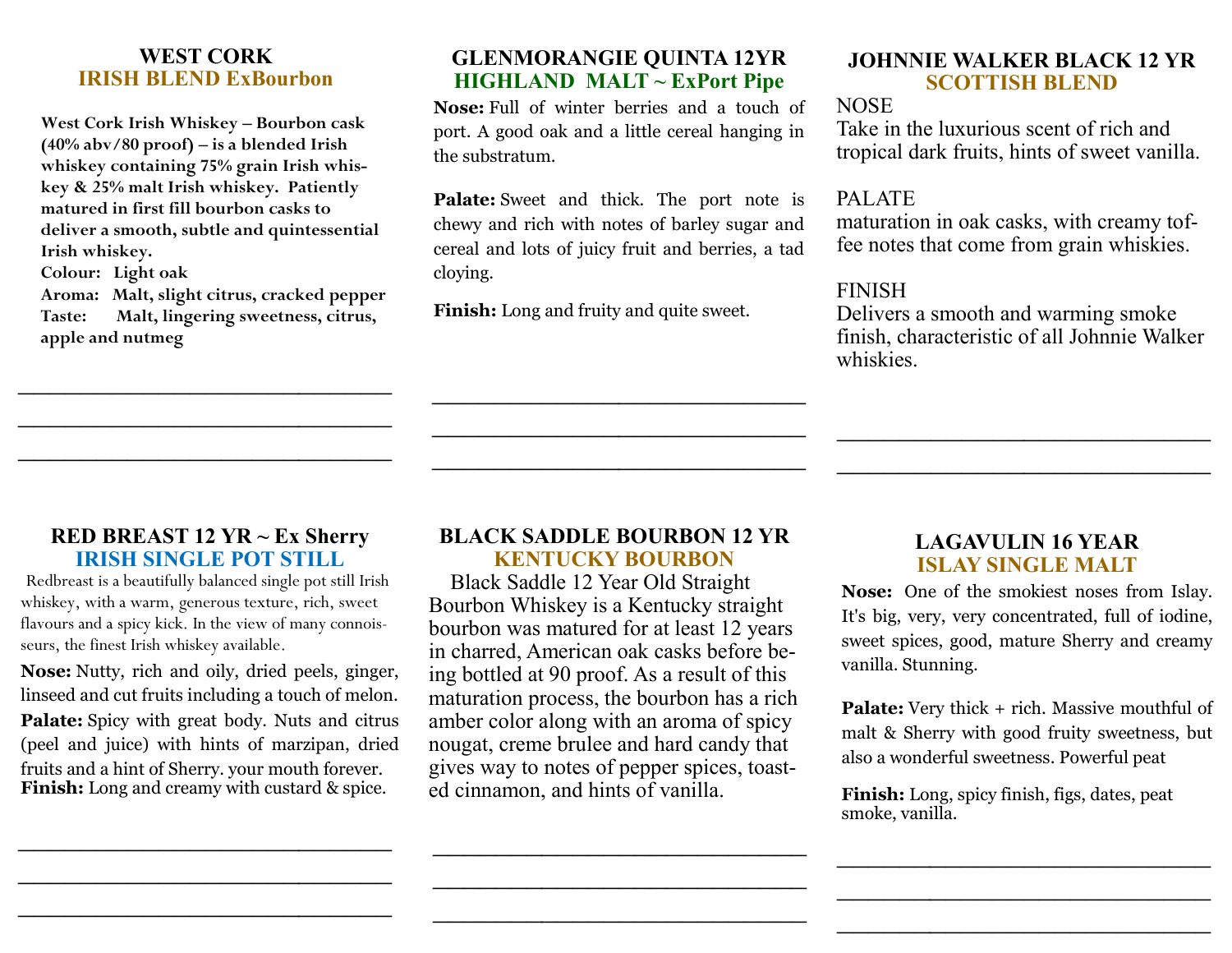## WEST CORK
### IRISH BLEND ExBourbon

**West Cork Irish Whiskey – Bourbon cask (40% abv/80 proof) – is a blended Irish whiskey containing 75% grain Irish whiskey & 25% malt Irish whiskey. Patiently matured in first fill bourbon casks to deliver a smooth, subtle and quintessential Irish whiskey.**

**Colour: Light oak**
**Aroma: Malt, slight citrus, cracked pepper**
**Taste: Malt, lingering sweetness, citrus, apple and nutmeg**

___________________________________
___________________________________
___________________________________

## GLENMORANGIE QUINTA 12YR
### HIGHLAND MALT ~ ExPort Pipe

**Nose:** Full of winter berries and a touch of port. A good oak and a little cereal hanging in the substratum.

**Palate:** Sweet and thick. The port note is chewy and rich with notes of barley sugar and cereal and lots of juicy fruit and berries, a tad cloying.

**Finish:** Long and fruity and quite sweet.

___________________________________
___________________________________
___________________________________

## JOHNNIE WALKER BLACK 12 YR
### SCOTTISH BLEND

NOSE
Take in the luxurious scent of rich and tropical dark fruits, hints of sweet vanilla.

PALATE
maturation in oak casks, with creamy toffee notes that come from grain whiskies.

FINISH
Delivers a smooth and warming smoke finish, characteristic of all Johnnie Walker whiskies.

___________________________________
___________________________________

## RED BREAST 12 YR ~ Ex Sherry
### IRISH SINGLE POT STILL

Redbreast is a beautifully balanced single pot still Irish whiskey, with a warm, generous texture, rich, sweet flavours and a spicy kick. In the view of many connoisseurs, the finest Irish whiskey available.

**Nose:** Nutty, rich and oily, dried peels, ginger, linseed and cut fruits including a touch of melon.

**Palate:** Spicy with great body. Nuts and citrus (peel and juice) with hints of marzipan, dried fruits and a hint of Sherry. your mouth forever.

**Finish:** Long and creamy with custard & spice.

___________________________________
___________________________________
___________________________________

## BLACK SADDLE BOURBON 12 YR
### KENTUCKY BOURBON

Black Saddle 12 Year Old Straight Bourbon Whiskey is a Kentucky straight bourbon was matured for at least 12 years in charred, American oak casks before being bottled at 90 proof. As a result of this maturation process, the bourbon has a rich amber color along with an aroma of spicy nougat, creme brulee and hard candy that gives way to notes of pepper spices, toasted cinnamon, and hints of vanilla.

___________________________________
___________________________________
___________________________________

## LAGAVULIN 16 YEAR
### ISLAY SINGLE MALT

**Nose:** One of the smokiest noses from Islay. It's big, very, very concentrated, full of iodine, sweet spices, good, mature Sherry and creamy vanilla. Stunning.

**Palate:** Very thick + rich. Massive mouthful of malt & Sherry with good fruity sweetness, but also a wonderful sweetness. Powerful peat

**Finish:** Long, spicy finish, figs, dates, peat smoke, vanilla.

___________________________________
___________________________________
___________________________________